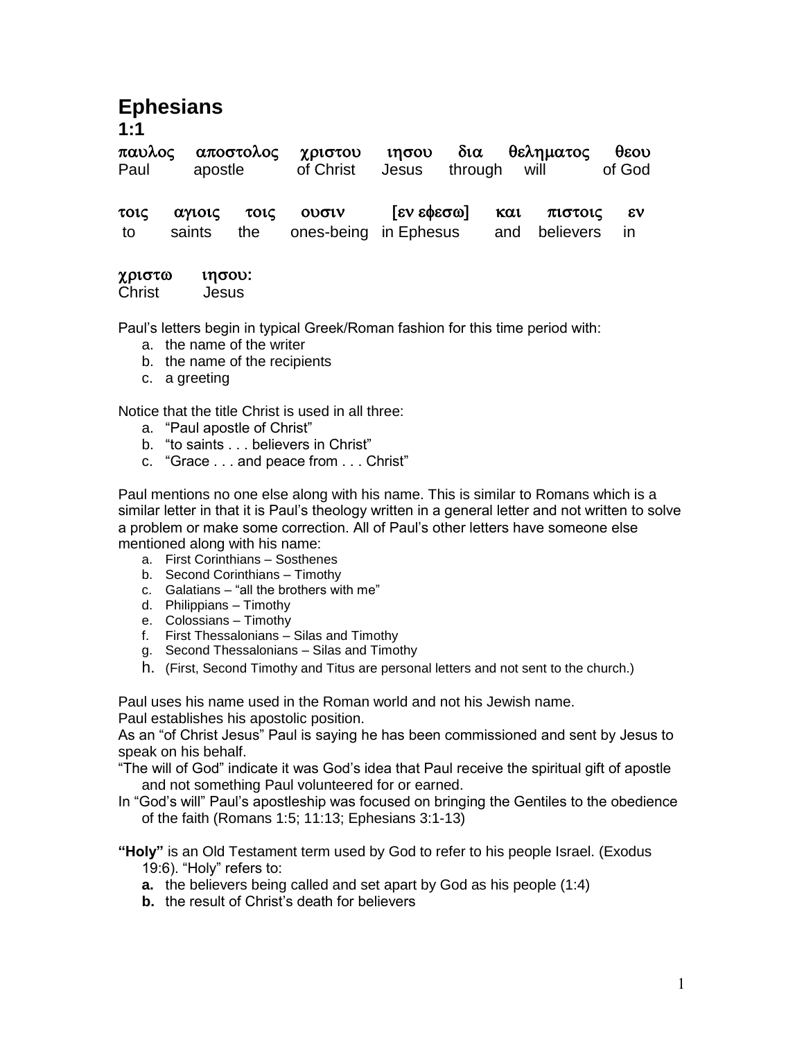# Ephesians

## 1:1

| | | | | | | |
|---|---|---|---|---|---|---|
| παυλος | αποστολος | χριστου | ιησου | δια | θεληματος | θεου |
| Paul | apostle | of Christ | Jesus | through | will | of God |

| | | | | | | | |
|---|---|---|---|---|---|---|---|
| τοις | αγιοις | τοις | ουσιν | [εν εφεσω] | και | πιστοις | εν |
| to | saints | the | ones-being | in Ephesus | and | believers | in |

| | |
|---|---|
| χριστω | ιησου: |
| Christ | Jesus |

Paul's letters begin in typical Greek/Roman fashion for this time period with:

a. the name of the writer
b. the name of the recipients
c. a greeting

Notice that the title Christ is used in all three:

a. "Paul apostle of Christ"
b. "to saints . . . believers in Christ"
c. "Grace . . . and peace from . . . Christ"

Paul mentions no one else along with his name. This is similar to Romans which is a similar letter in that it is Paul's theology written in a general letter and not written to solve a problem or make some correction. All of Paul's other letters have someone else mentioned along with his name:

a. First Corinthians – Sosthenes
b. Second Corinthians – Timothy
c. Galatians – "all the brothers with me"
d. Philippians – Timothy
e. Colossians – Timothy
f. First Thessalonians – Silas and Timothy
g. Second Thessalonians – Silas and Timothy
h. (First, Second Timothy and Titus are personal letters and not sent to the church.)

Paul uses his name used in the Roman world and not his Jewish name.
Paul establishes his apostolic position.
As an "of Christ Jesus" Paul is saying he has been commissioned and sent by Jesus to speak on his behalf.
"The will of God" indicate it was God's idea that Paul receive the spiritual gift of apostle and not something Paul volunteered for or earned.
In "God's will" Paul's apostleship was focused on bringing the Gentiles to the obedience of the faith (Romans 1:5; 11:13; Ephesians 3:1-13)

**"Holy"** is an Old Testament term used by God to refer to his people Israel. (Exodus 19:6). "Holy" refers to:

**a.** the believers being called and set apart by God as his people (1:4)
**b.** the result of Christ's death for believers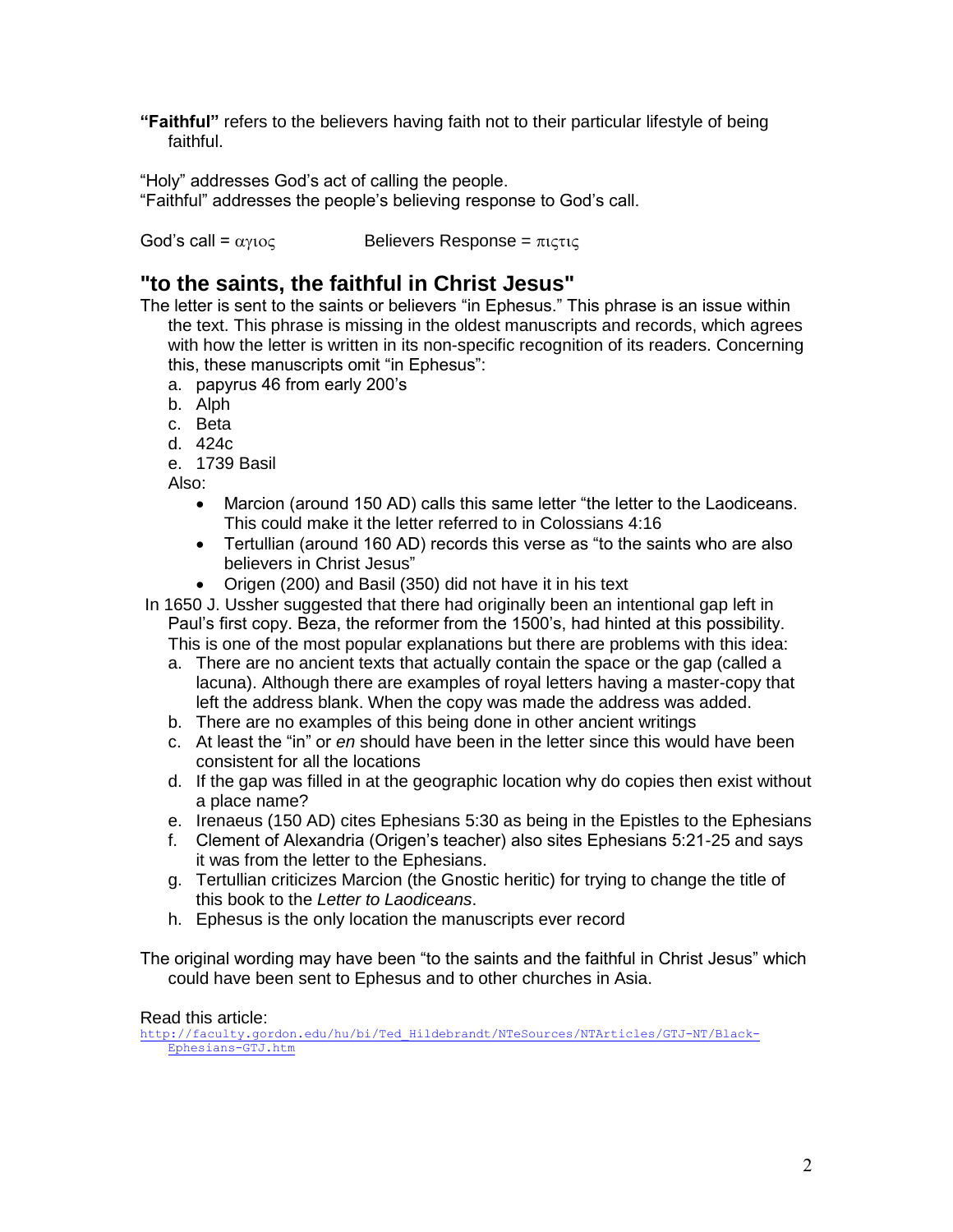**"Faithful"** refers to the believers having faith not to their particular lifestyle of being faithful.

"Holy" addresses God's act of calling the people.
"Faithful" addresses the people's believing response to God's call.

God's call = αγιος  Believers Response = πιςτις

## "to the saints, the faithful in Christ Jesus"

The letter is sent to the saints or believers "in Ephesus." This phrase is an issue within the text. This phrase is missing in the oldest manuscripts and records, which agrees with how the letter is written in its non-specific recognition of its readers. Concerning this, these manuscripts omit "in Ephesus":

a. papyrus 46 from early 200's
b. Alph
c. Beta
d. 424c
e. 1739 Basil

Also:

- Marcion (around 150 AD) calls this same letter "the letter to the Laodiceans. This could make it the letter referred to in Colossians 4:16
- Tertullian (around 160 AD) records this verse as "to the saints who are also believers in Christ Jesus"
- Origen (200) and Basil (350) did not have it in his text

In 1650 J. Ussher suggested that there had originally been an intentional gap left in Paul's first copy. Beza, the reformer from the 1500's, had hinted at this possibility. This is one of the most popular explanations but there are problems with this idea:

a. There are no ancient texts that actually contain the space or the gap (called a lacuna). Although there are examples of royal letters having a master-copy that left the address blank. When the copy was made the address was added.
b. There are no examples of this being done in other ancient writings
c. At least the "in" or *en* should have been in the letter since this would have been consistent for all the locations
d. If the gap was filled in at the geographic location why do copies then exist without a place name?
e. Irenaeus (150 AD) cites Ephesians 5:30 as being in the Epistles to the Ephesians
f. Clement of Alexandria (Origen's teacher) also sites Ephesians 5:21-25 and says it was from the letter to the Ephesians.
g. Tertullian criticizes Marcion (the Gnostic heritic) for trying to change the title of this book to the *Letter to Laodiceans*.
h. Ephesus is the only location the manuscripts ever record

The original wording may have been "to the saints and the faithful in Christ Jesus" which could have been sent to Ephesus and to other churches in Asia.

Read this article:
http://faculty.gordon.edu/hu/bi/Ted_Hildebrandt/NTeSources/NTArticles/GTJ-NT/Black-Ephesians-GTJ.htm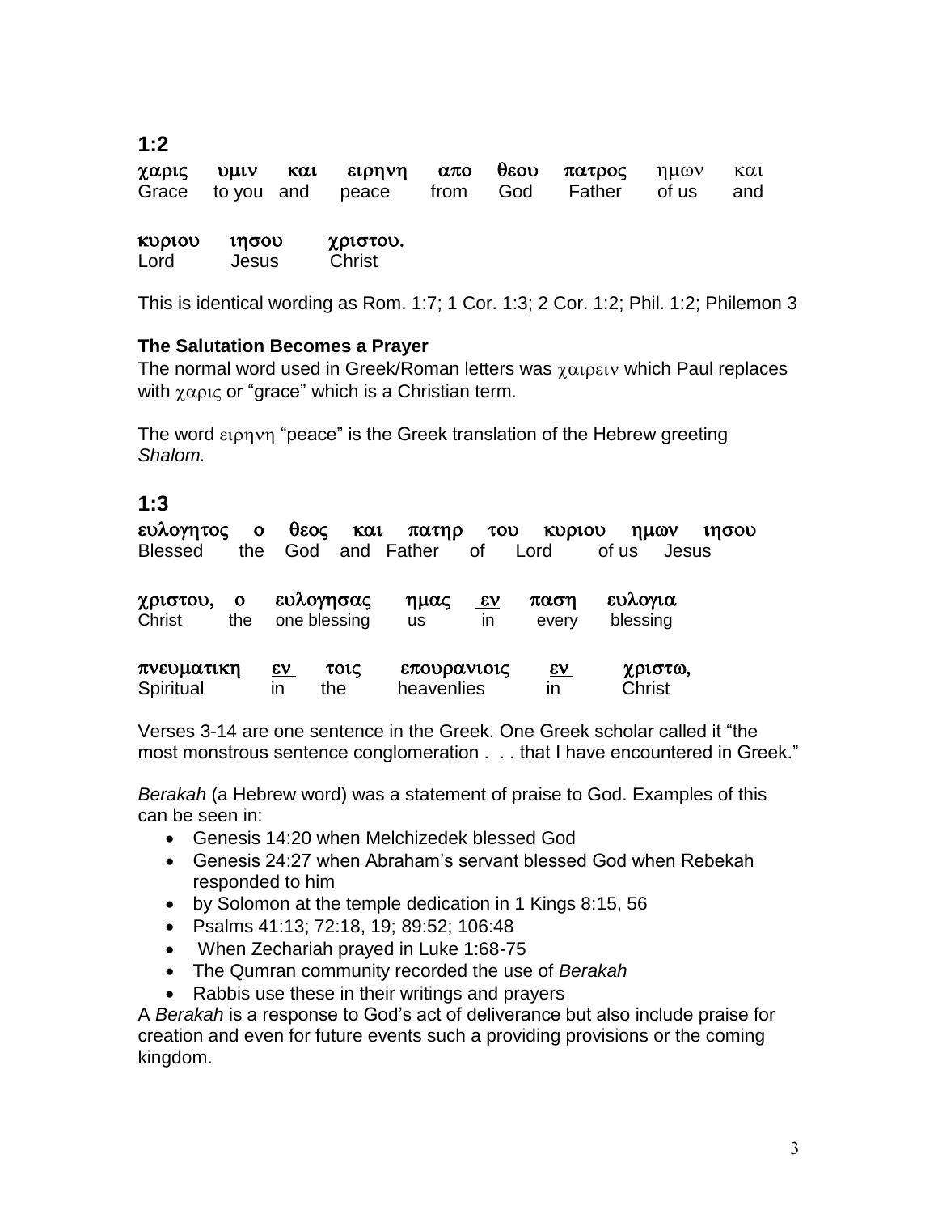## 1:2

| χαρις | υμιν | και | ειρηνη | απο | θεου | πατρος | ημων | και |
|---|---|---|---|---|---|---|---|---|
| Grace | to you | and | peace | from | God | Father | of us | and |

| κυριου | ιησου | χριστου. |
|---|---|---|
| Lord | Jesus | Christ |

This is identical wording as Rom. 1:7; 1 Cor. 1:3; 2 Cor. 1:2; Phil. 1:2; Philemon 3

**The Salutation Becomes a Prayer**

The normal word used in Greek/Roman letters was χαιρειν which Paul replaces with χαρις or "grace" which is a Christian term.

The word ειρηνη "peace" is the Greek translation of the Hebrew greeting *Shalom.*

## 1:3

| ευλογητος | ο | θεος | και | πατηρ | του | κυριου | ημων | ιησου |
|---|---|---|---|---|---|---|---|---|
| Blessed | the | God | and | Father | of | Lord | of us | Jesus |

| χριστου, | ο | ευλογησας | ημας | εν | παση | ευλογια |
|---|---|---|---|---|---|---|
| Christ | the | one blessing | us | in | every | blessing |

| πνευματικη | εν | τοις | επουρανιοις | εν | χριστω, |
|---|---|---|---|---|---|
| Spiritual | in | the | heavenlies | in | Christ |

Verses 3-14 are one sentence in the Greek. One Greek scholar called it "the most monstrous sentence conglomeration . . . that I have encountered in Greek."

*Berakah* (a Hebrew word) was a statement of praise to God. Examples of this can be seen in:

- Genesis 14:20 when Melchizedek blessed God
- Genesis 24:27 when Abraham's servant blessed God when Rebekah responded to him
- by Solomon at the temple dedication in 1 Kings 8:15, 56
- Psalms 41:13; 72:18, 19; 89:52; 106:48
- When Zechariah prayed in Luke 1:68-75
- The Qumran community recorded the use of *Berakah*
- Rabbis use these in their writings and prayers

A *Berakah* is a response to God's act of deliverance but also include praise for creation and even for future events such a providing provisions or the coming kingdom.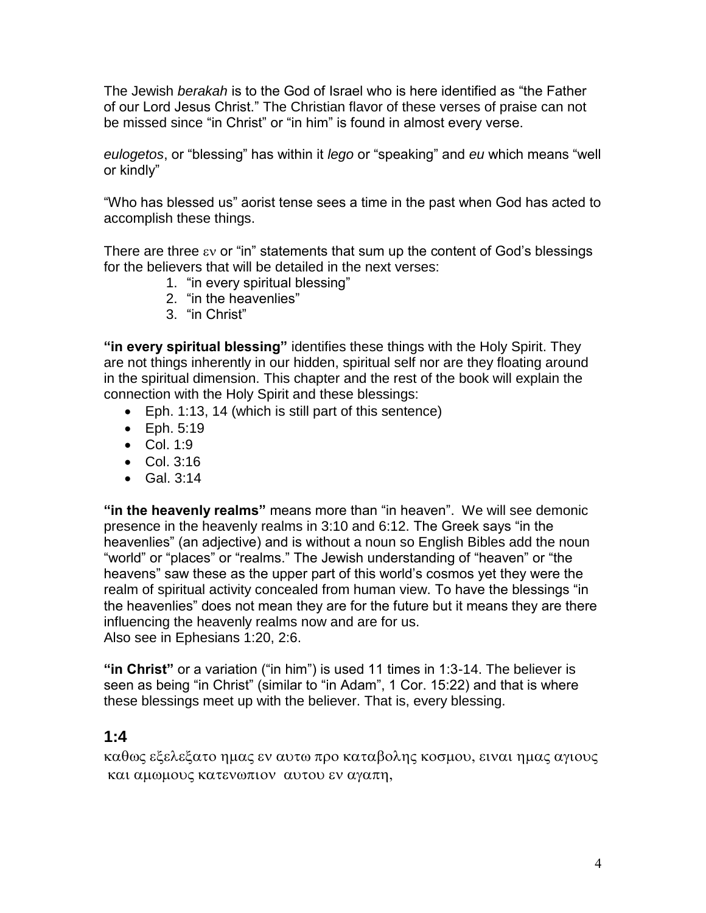The Jewish *berakah* is to the God of Israel who is here identified as "the Father of our Lord Jesus Christ." The Christian flavor of these verses of praise can not be missed since "in Christ" or "in him" is found in almost every verse.

*eulogetos*, or "blessing" has within it *lego* or "speaking" and *eu* which means "well or kindly"

"Who has blessed us" aorist tense sees a time in the past when God has acted to accomplish these things.

There are three εν or "in" statements that sum up the content of God's blessings for the believers that will be detailed in the next verses:

1. "in every spiritual blessing"
2. "in the heavenlies"
3. "in Christ"

**"in every spiritual blessing"** identifies these things with the Holy Spirit. They are not things inherently in our hidden, spiritual self nor are they floating around in the spiritual dimension. This chapter and the rest of the book will explain the connection with the Holy Spirit and these blessings:

- Eph. 1:13, 14 (which is still part of this sentence)
- Eph. 5:19
- Col. 1:9
- Col. 3:16
- Gal. 3:14

**"in the heavenly realms"** means more than "in heaven". We will see demonic presence in the heavenly realms in 3:10 and 6:12. The Greek says "in the heavenlies" (an adjective) and is without a noun so English Bibles add the noun "world" or "places" or "realms." The Jewish understanding of "heaven" or "the heavens" saw these as the upper part of this world's cosmos yet they were the realm of spiritual activity concealed from human view. To have the blessings "in the heavenlies" does not mean they are for the future but it means they are there influencing the heavenly realms now and are for us.
Also see in Ephesians 1:20, 2:6.

**"in Christ"** or a variation ("in him") is used 11 times in 1:3-14. The believer is seen as being "in Christ" (similar to "in Adam", 1 Cor. 15:22) and that is where these blessings meet up with the believer. That is, every blessing.

## 1:4

καθως εξελεξατο ημας εν αυτω προ καταβολης κοσμου, ειναι ημας αγιους και αμωμους κατενωπιον αυτου εν αγαπη,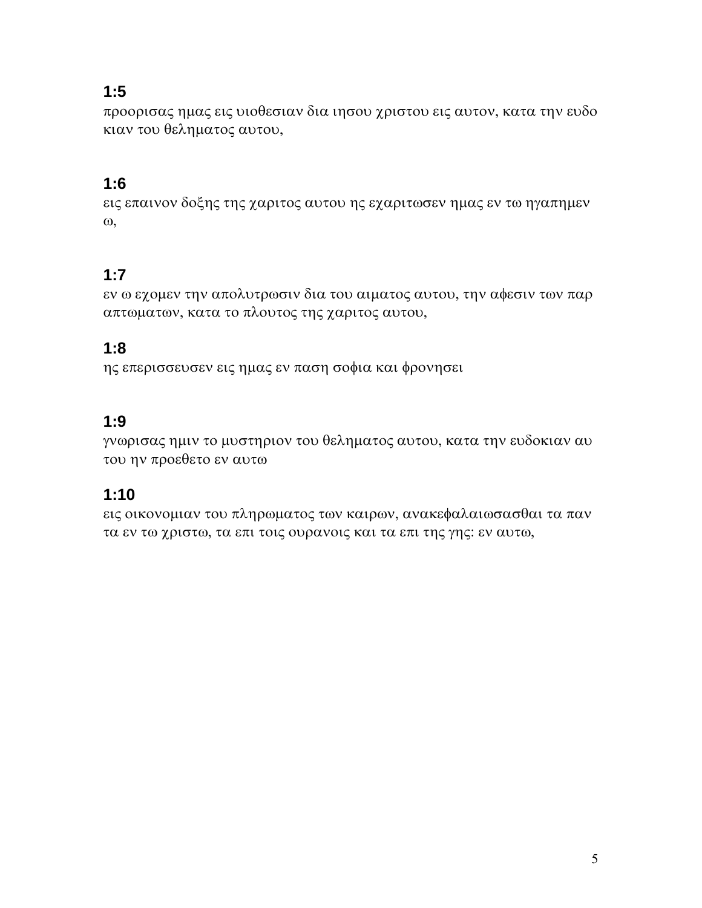**1:5**

προορισας ημας εις υιοθεσιαν δια ιησου χριστου εις αυτον, κατα την ευδο κιαν του θεληματος αυτου,

**1:6**

εις επαινον δοξης της χαριτος αυτου ης εχαριτωσεν ημας εν τω ηγαπημεν ω,

**1:7**

εν ω εχομεν την απολυτρωσιν δια του αιματος αυτου, την αφεσιν των παρ απτωματων, κατα το πλουτος της χαριτος αυτου,

**1:8**

ης επερισσευσεν εις ημας εν παση σοφια και φρονησει

**1:9**

γνωρισας ημιν το μυστηριον του θεληματος αυτου, κατα την ευδοκιαν αυ του ην προεθετο εν αυτω

**1:10**

εις οικονομιαν του πληρωματος των καιρων, ανακεφαλαιωσασθαι τα παν τα εν τω χριστω, τα επι τοις ουρανοις και τα επι της γης: εν αυτω,